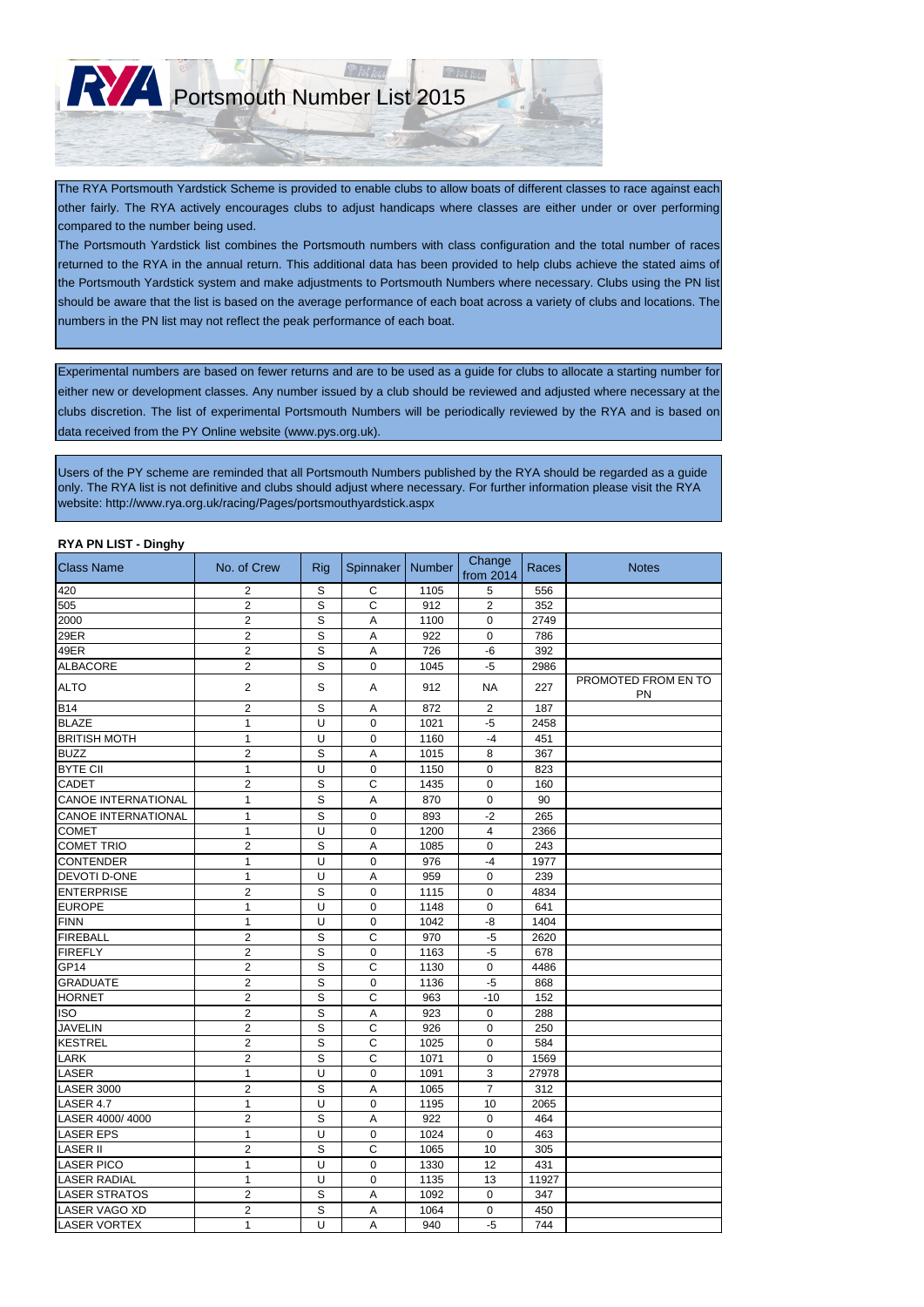# RYA Portsmouth Number List 2015

The RYA Portsmouth Yardstick Scheme is provided to enable clubs to allow boats of different classes to race against each other fairly. The RYA actively encourages clubs to adjust handicaps where classes are either under or over performing compared to the number being used.

The Portsmouth Yardstick list combines the Portsmouth numbers with class configuration and the total number of races returned to the RYA in the annual return. This additional data has been provided to help clubs achieve the stated aims of the Portsmouth Yardstick system and make adjustments to Portsmouth Numbers where necessary. Clubs using the PN list should be aware that the list is based on the average performance of each boat across a variety of clubs and locations. The numbers in the PN list may not reflect the peak performance of each boat.

Experimental numbers are based on fewer returns and are to be used as a guide for clubs to allocate a starting number for either new or development classes. Any number issued by a club should be reviewed and adjusted where necessary at the clubs discretion. The list of experimental Portsmouth Numbers will be periodically reviewed by the RYA and is based on data received from the PY Online website (www.pys.org.uk).

Users of the PY scheme are reminded that all Portsmouth Numbers published by the RYA should be regarded as a guide only. The RYA list is not definitive and clubs should adjust where necessary. For further information please visit the RYA website: http://www.rya.org.uk/racing/Pages/portsmouthyardstick.aspx

**RYA PN LIST - Dinghy**

| Class Name | No. of Crew | Rig | Spinnaker | Number | Change from 2014 | Races | Notes |
|---|---|---|---|---|---|---|---|
| 420 | 2 | S | C | 1105 | 5 | 556 | |
| 505 | 2 | S | C | 912 | 2 | 352 | |
| 2000 | 2 | S | A | 1100 | 0 | 2749 | |
| 29ER | 2 | S | A | 922 | 0 | 786 | |
| 49ER | 2 | S | A | 726 | -6 | 392 | |
| ALBACORE | 2 | S | 0 | 1045 | -5 | 2986 | |
| ALTO | 2 | S | A | 912 | NA | 227 | PROMOTED FROM EN TO PN |
| B14 | 2 | S | A | 872 | 2 | 187 | |
| BLAZE | 1 | U | 0 | 1021 | -5 | 2458 | |
| BRITISH MOTH | 1 | U | 0 | 1160 | -4 | 451 | |
| BUZZ | 2 | S | A | 1015 | 8 | 367 | |
| BYTE CII | 1 | U | 0 | 1150 | 0 | 823 | |
| CADET | 2 | S | C | 1435 | 0 | 160 | |
| CANOE INTERNATIONAL | 1 | S | A | 870 | 0 | 90 | |
| CANOE INTERNATIONAL | 1 | S | 0 | 893 | -2 | 265 | |
| COMET | 1 | U | 0 | 1200 | 4 | 2366 | |
| COMET TRIO | 2 | S | A | 1085 | 0 | 243 | |
| CONTENDER | 1 | U | 0 | 976 | -4 | 1977 | |
| DEVOTI D-ONE | 1 | U | A | 959 | 0 | 239 | |
| ENTERPRISE | 2 | S | 0 | 1115 | 0 | 4834 | |
| EUROPE | 1 | U | 0 | 1148 | 0 | 641 | |
| FINN | 1 | U | 0 | 1042 | -8 | 1404 | |
| FIREBALL | 2 | S | C | 970 | -5 | 2620 | |
| FIREFLY | 2 | S | 0 | 1163 | -5 | 678 | |
| GP14 | 2 | S | C | 1130 | 0 | 4486 | |
| GRADUATE | 2 | S | 0 | 1136 | -5 | 868 | |
| HORNET | 2 | S | C | 963 | -10 | 152 | |
| ISO | 2 | S | A | 923 | 0 | 288 | |
| JAVELIN | 2 | S | C | 926 | 0 | 250 | |
| KESTREL | 2 | S | C | 1025 | 0 | 584 | |
| LARK | 2 | S | C | 1071 | 0 | 1569 | |
| LASER | 1 | U | 0 | 1091 | 3 | 27978 | |
| LASER 3000 | 2 | S | A | 1065 | 7 | 312 | |
| LASER 4.7 | 1 | U | 0 | 1195 | 10 | 2065 | |
| LASER 4000/ 4000 | 2 | S | A | 922 | 0 | 464 | |
| LASER EPS | 1 | U | 0 | 1024 | 0 | 463 | |
| LASER II | 2 | S | C | 1065 | 10 | 305 | |
| LASER PICO | 1 | U | 0 | 1330 | 12 | 431 | |
| LASER RADIAL | 1 | U | 0 | 1135 | 13 | 11927 | |
| LASER STRATOS | 2 | S | A | 1092 | 0 | 347 | |
| LASER VAGO XD | 2 | S | A | 1064 | 0 | 450 | |
| LASER VORTEX | 1 | U | A | 940 | -5 | 744 | |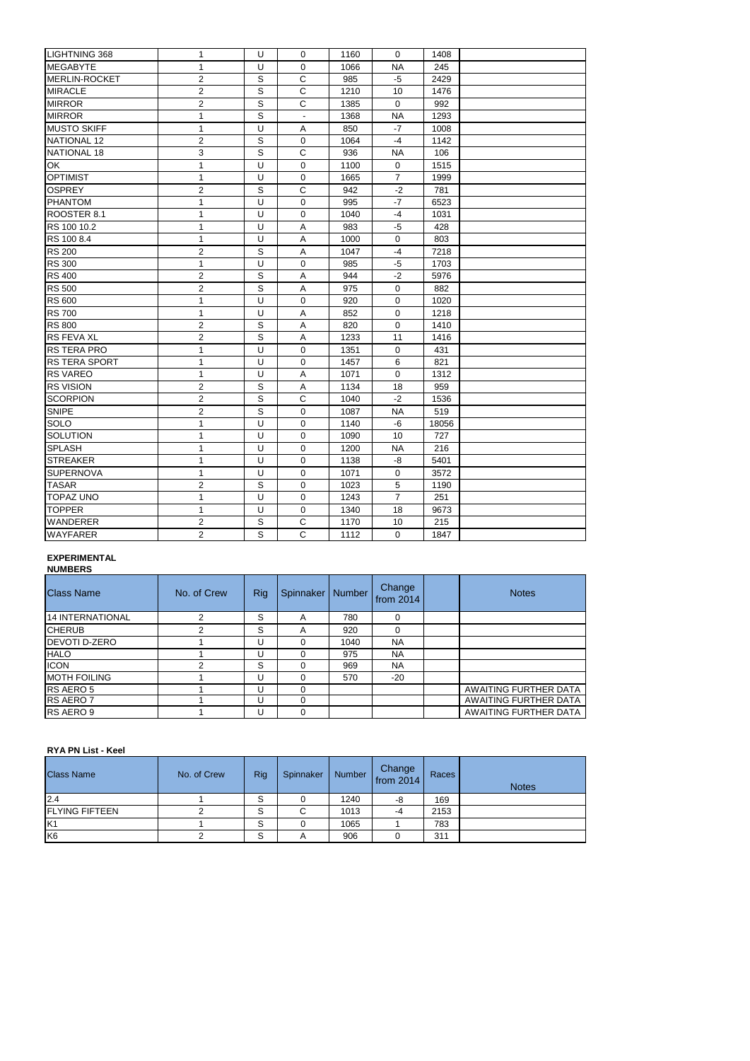| | | | | | | | |
|---|---|---|---|---|---|---|---|
| LIGHTNING 368 | 1 | U | 0 | 1160 | 0 | 1408 | |
| MEGABYTE | 1 | U | 0 | 1066 | NA | 245 | |
| MERLIN-ROCKET | 2 | S | C | 985 | -5 | 2429 | |
| MIRACLE | 2 | S | C | 1210 | 10 | 1476 | |
| MIRROR | 2 | S | C | 1385 | 0 | 992 | |
| MIRROR | 1 | S | - | 1368 | NA | 1293 | |
| MUSTO SKIFF | 1 | U | A | 850 | -7 | 1008 | |
| NATIONAL 12 | 2 | S | 0 | 1064 | -4 | 1142 | |
| NATIONAL 18 | 3 | S | C | 936 | NA | 106 | |
| OK | 1 | U | 0 | 1100 | 0 | 1515 | |
| OPTIMIST | 1 | U | 0 | 1665 | 7 | 1999 | |
| OSPREY | 2 | S | C | 942 | -2 | 781 | |
| PHANTOM | 1 | U | 0 | 995 | -7 | 6523 | |
| ROOSTER 8.1 | 1 | U | 0 | 1040 | -4 | 1031 | |
| RS 100 10.2 | 1 | U | A | 983 | -5 | 428 | |
| RS 100 8.4 | 1 | U | A | 1000 | 0 | 803 | |
| RS 200 | 2 | S | A | 1047 | -4 | 7218 | |
| RS 300 | 1 | U | 0 | 985 | -5 | 1703 | |
| RS 400 | 2 | S | A | 944 | -2 | 5976 | |
| RS 500 | 2 | S | A | 975 | 0 | 882 | |
| RS 600 | 1 | U | 0 | 920 | 0 | 1020 | |
| RS 700 | 1 | U | A | 852 | 0 | 1218 | |
| RS 800 | 2 | S | A | 820 | 0 | 1410 | |
| RS FEVA XL | 2 | S | A | 1233 | 11 | 1416 | |
| RS TERA PRO | 1 | U | 0 | 1351 | 0 | 431 | |
| RS TERA SPORT | 1 | U | 0 | 1457 | 6 | 821 | |
| RS VAREO | 1 | U | A | 1071 | 0 | 1312 | |
| RS VISION | 2 | S | A | 1134 | 18 | 959 | |
| SCORPION | 2 | S | C | 1040 | -2 | 1536 | |
| SNIPE | 2 | S | 0 | 1087 | NA | 519 | |
| SOLO | 1 | U | 0 | 1140 | -6 | 18056 | |
| SOLUTION | 1 | U | 0 | 1090 | 10 | 727 | |
| SPLASH | 1 | U | 0 | 1200 | NA | 216 | |
| STREAKER | 1 | U | 0 | 1138 | -8 | 5401 | |
| SUPERNOVA | 1 | U | 0 | 1071 | 0 | 3572 | |
| TASAR | 2 | S | 0 | 1023 | 5 | 1190 | |
| TOPAZ UNO | 1 | U | 0 | 1243 | 7 | 251 | |
| TOPPER | 1 | U | 0 | 1340 | 18 | 9673 | |
| WANDERER | 2 | S | C | 1170 | 10 | 215 | |
| WAYFARER | 2 | S | C | 1112 | 0 | 1847 | |

**EXPERIMENTAL NUMBERS**

| Class Name | No. of Crew | Rig | Spinnaker | Number | Change from 2014 | | Notes |
|---|---|---|---|---|---|---|---|
| 14 INTERNATIONAL | 2 | S | A | 780 | 0 | | |
| CHERUB | 2 | S | A | 920 | 0 | | |
| DEVOTI D-ZERO | 1 | U | 0 | 1040 | NA | | |
| HALO | 1 | U | 0 | 975 | NA | | |
| ICON | 2 | S | 0 | 969 | NA | | |
| MOTH FOILING | 1 | U | 0 | 570 | -20 | | |
| RS AERO 5 | 1 | U | 0 | | | | AWAITING FURTHER DATA |
| RS AERO 7 | 1 | U | 0 | | | | AWAITING FURTHER DATA |
| RS AERO 9 | 1 | U | 0 | | | | AWAITING FURTHER DATA |

**RYA PN List - Keel**

| Class Name | No. of Crew | Rig | Spinnaker | Number | Change from 2014 | Races | Notes |
|---|---|---|---|---|---|---|---|
| 2.4 | 1 | S | 0 | 1240 | -8 | 169 | |
| FLYING FIFTEEN | 2 | S | C | 1013 | -4 | 2153 | |
| K1 | 1 | S | 0 | 1065 | 1 | 783 | |
| K6 | 2 | S | A | 906 | 0 | 311 | |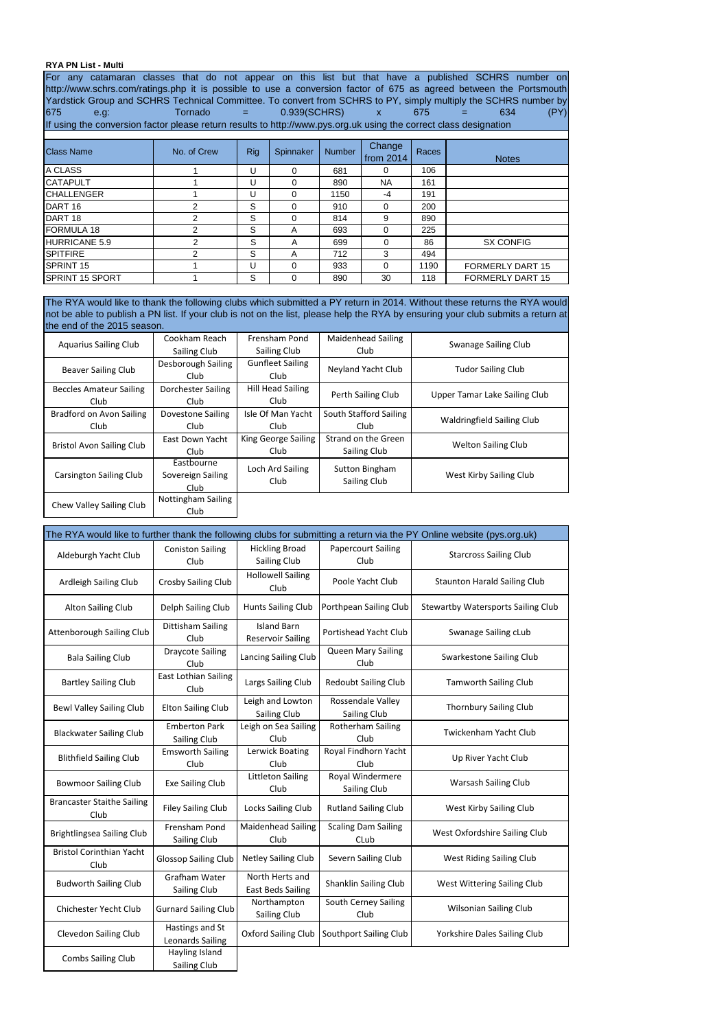**RYA PN List - Multi**

For any catamaran classes that do not appear on this list but that have a published SCHRS number on http://www.schrs.com/ratings.php it is possible to use a conversion factor of 675 as agreed between the Portsmouth Yardstick Group and SCHRS Technical Committee. To convert from SCHRS to PY, simply multiply the SCHRS number by 675 e.g: Tornado = 0.939(SCHRS) x 675 = 634 (PY)

If using the conversion factor please return results to http://www.pys.org.uk using the correct class designation

| Class Name | No. of Crew | Rig | Spinnaker | Number | Change from 2014 | Races | Notes |
|---|---|---|---|---|---|---|---|
| A CLASS | 1 | U | 0 | 681 | 0 | 106 | |
| CATAPULT | 1 | U | 0 | 890 | NA | 161 | |
| CHALLENGER | 1 | U | 0 | 1150 | -4 | 191 | |
| DART 16 | 2 | S | 0 | 910 | 0 | 200 | |
| DART 18 | 2 | S | 0 | 814 | 9 | 890 | |
| FORMULA 18 | 2 | S | A | 693 | 0 | 225 | |
| HURRICANE 5.9 | 2 | S | A | 699 | 0 | 86 | SX CONFIG |
| SPITFIRE | 2 | S | A | 712 | 3 | 494 | |
| SPRINT 15 | 1 | U | 0 | 933 | 0 | 1190 | FORMERLY DART 15 |
| SPRINT 15 SPORT | 1 | S | 0 | 890 | 30 | 118 | FORMERLY DART 15 |

The RYA would like to thank the following clubs which submitted a PY return in 2014. Without these returns the RYA would not be able to publish a PN list. If your club is not on the list, please help the RYA by ensuring your club submits a return at the end of the 2015 season.

| | | | | |
|---|---|---|---|---|
| Aquarius Sailing Club | Cookham Reach Sailing Club | Frensham Pond Sailing Club | Maidenhead Sailing Club | Swanage Sailing Club |
| Beaver Sailing Club | Desborough Sailing Club | Gunfleet Sailing Club | Neyland Yacht Club | Tudor Sailing Club |
| Beccles Amateur Sailing Club | Dorchester Sailing Club | Hill Head Sailing Club | Perth Sailing Club | Upper Tamar Lake Sailing Club |
| Bradford on Avon Sailing Club | Dovestone Sailing Club | Isle Of Man Yacht Club | South Stafford Sailing Club | Waldringfield Sailing Club |
| Bristol Avon Sailing Club | East Down Yacht Club | King George Sailing Club | Strand on the Green Sailing Club | Welton Sailing Club |
| Carsington Sailing Club | Eastbourne Sovereign Sailing Club | Loch Ard Sailing Club | Sutton Bingham Sailing Club | West Kirby Sailing Club |
| Chew Valley Sailing Club | Nottingham Sailing Club | | | |

The RYA would like to further thank the following clubs for submitting a return via the PY Online website (pys.org.uk)

| | | | | |
|---|---|---|---|---|
| Aldeburgh Yacht Club | Coniston Sailing Club | Hickling Broad Sailing Club | Papercourt Sailing Club | Starcross Sailing Club |
| Ardleigh Sailing Club | Crosby Sailing Club | Hollowell Sailing Club | Poole Yacht Club | Staunton Harald Sailing Club |
| Alton Sailing Club | Delph Sailing Club | Hunts Sailing Club | Porthpean Sailing Club | Stewartby Watersports Sailing Club |
| Attenborough Sailing Club | Dittisham Sailing Club | Island Barn Reservoir Sailing | Portishead Yacht Club | Swanage Sailing cLub |
| Bala Sailing Club | Draycote Sailing Club | Lancing Sailing Club | Queen Mary Sailing Club | Swarkestone Sailing Club |
| Bartley Sailing Club | East Lothian Sailing Club | Largs Sailing Club | Redoubt Sailing Club | Tamworth Sailing Club |
| Bewl Valley Sailing Club | Elton Sailing Club | Leigh and Lowton Sailing Club | Rossendale Valley Sailing Club | Thornbury Sailing Club |
| Blackwater Sailing Club | Emberton Park Sailing Club | Leigh on Sea Sailing Club | Rotherham Sailing Club | Twickenham Yacht Club |
| Blithfield Sailing Club | Emsworth Sailing Club | Lerwick Boating Club | Royal Findhorn Yacht Club | Up River Yacht Club |
| Bowmoor Sailing Club | Exe Sailing Club | Littleton Sailing Club | Royal Windermere Sailing Club | Warsash Sailing Club |
| Brancaster Staithe Sailing Club | Filey Sailing Club | Locks Sailing Club | Rutland Sailing Club | West Kirby Sailing Club |
| Brightlingsea Sailing Club | Frensham Pond Sailing Club | Maidenhead Sailing Club | Scaling Dam Sailing CLub | West Oxfordshire Sailing Club |
| Bristol Corinthian Yacht Club | Glossop Sailing Club | Netley Sailing Club | Severn Sailing Club | West Riding Sailing Club |
| Budworth Sailing Club | Grafham Water Sailing Club | North Herts and East Beds Sailing | Shanklin Sailing Club | West Wittering Sailing Club |
| Chichester Yecht Club | Gurnard Sailing Club | Northampton Sailing Club | South Cerney Sailing Club | Wilsonian Sailing Club |
| Clevedon Sailing Club | Hastings and St Leonards Sailing | Oxford Sailing Club | Southport Sailing Club | Yorkshire Dales Sailing Club |
| Combs Sailing Club | Hayling Island Sailing Club | | | |